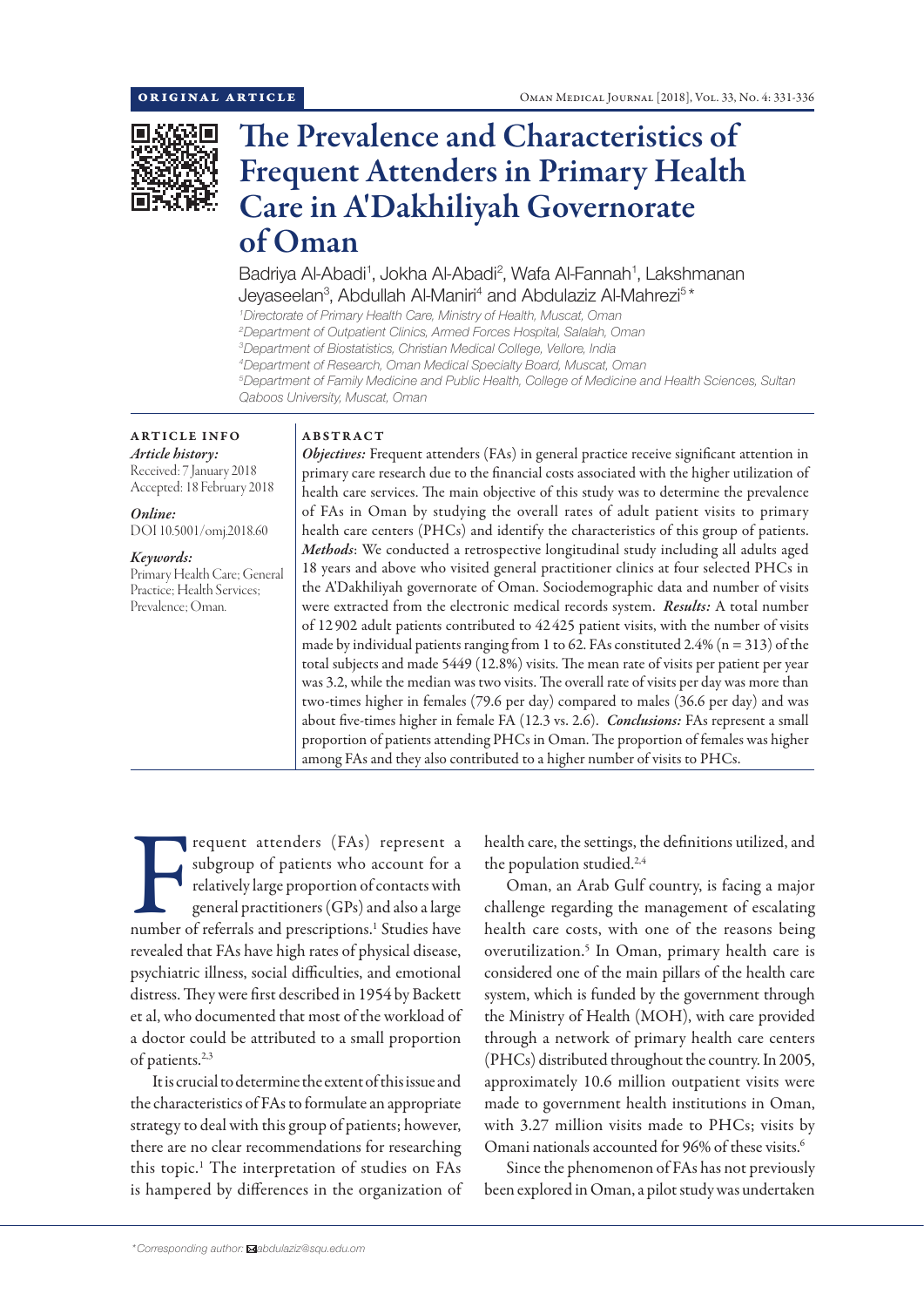ORIGINAL ARTICLE

# The Prevalence and Characteristics of Frequent Attenders in Primary Health Care in A'Dakhiliyah Governorate of Oman

Badriya Al-Abadi[1], Jokha Al-Abadi[2], Wafa Al-Fannah[1], Lakshmanan Jeyaseelan[3], Abdullah Al-Maniri[4] and Abdulaziz Al-Mahrezi[5]*

[1]*Directorate of Primary Health Care, Ministry of Health, Muscat, Oman*
[2]*Department of Outpatient Clinics, Armed Forces Hospital, Salalah, Oman*
[3]*Department of Biostatistics, Christian Medical College, Vellore, India*
[4]*Department of Research, Oman Medical Specialty Board, Muscat, Oman*
[5]*Department of Family Medicine and Public Health, College of Medicine and Health Sciences, Sultan Qaboos University, Muscat, Oman*

## ARTICLE INFO

*Article history:*
Received: 7 January 2018
Accepted: 18 February 2018

*Online:*
DOI 10.5001/omj.2018.60

*Keywords:*
Primary Health Care; General Practice; Health Services; Prevalence; Oman.

## ABSTRACT

***Objectives:*** Frequent attenders (FAs) in general practice receive significant attention in primary care research due to the financial costs associated with the higher utilization of health care services. The main objective of this study was to determine the prevalence of FAs in Oman by studying the overall rates of adult patient visits to primary health care centers (PHCs) and identify the characteristics of this group of patients. ***Methods***: We conducted a retrospective longitudinal study including all adults aged 18 years and above who visited general practitioner clinics at four selected PHCs in the A'Dakhiliyah governorate of Oman. Sociodemographic data and number of visits were extracted from the electronic medical records system. ***Results:*** A total number of 12 902 adult patients contributed to 42 425 patient visits, with the number of visits made by individual patients ranging from 1 to 62. FAs constituted 2.4% (n = 313) of the total subjects and made 5449 (12.8%) visits. The mean rate of visits per patient per year was 3.2, while the median was two visits. The overall rate of visits per day was more than two-times higher in females (79.6 per day) compared to males (36.6 per day) and was about five-times higher in female FA (12.3 vs. 2.6). ***Conclusions:*** FAs represent a small proportion of patients attending PHCs in Oman. The proportion of females was higher among FAs and they also contributed to a higher number of visits to PHCs.

Frequent attenders (FAs) represent a subgroup of patients who account for a relatively large proportion of contacts with general practitioners (GPs) and also a large number of referrals and prescriptions.[1] Studies have revealed that FAs have high rates of physical disease, psychiatric illness, social difficulties, and emotional distress. They were first described in 1954 by Backett et al, who documented that most of the workload of a doctor could be attributed to a small proportion of patients.[2,3]

It is crucial to determine the extent of this issue and the characteristics of FAs to formulate an appropriate strategy to deal with this group of patients; however, there are no clear recommendations for researching this topic.[1] The interpretation of studies on FAs is hampered by differences in the organization of health care, the settings, the definitions utilized, and the population studied.[2,4]

Oman, an Arab Gulf country, is facing a major challenge regarding the management of escalating health care costs, with one of the reasons being overutilization.[5] In Oman, primary health care is considered one of the main pillars of the health care system, which is funded by the government through the Ministry of Health (MOH), with care provided through a network of primary health care centers (PHCs) distributed throughout the country. In 2005, approximately 10.6 million outpatient visits were made to government health institutions in Oman, with 3.27 million visits made to PHCs; visits by Omani nationals accounted for 96% of these visits.[6]

Since the phenomenon of FAs has not previously been explored in Oman, a pilot study was undertaken

*\*Corresponding author: abdulaziz@squ.edu.om*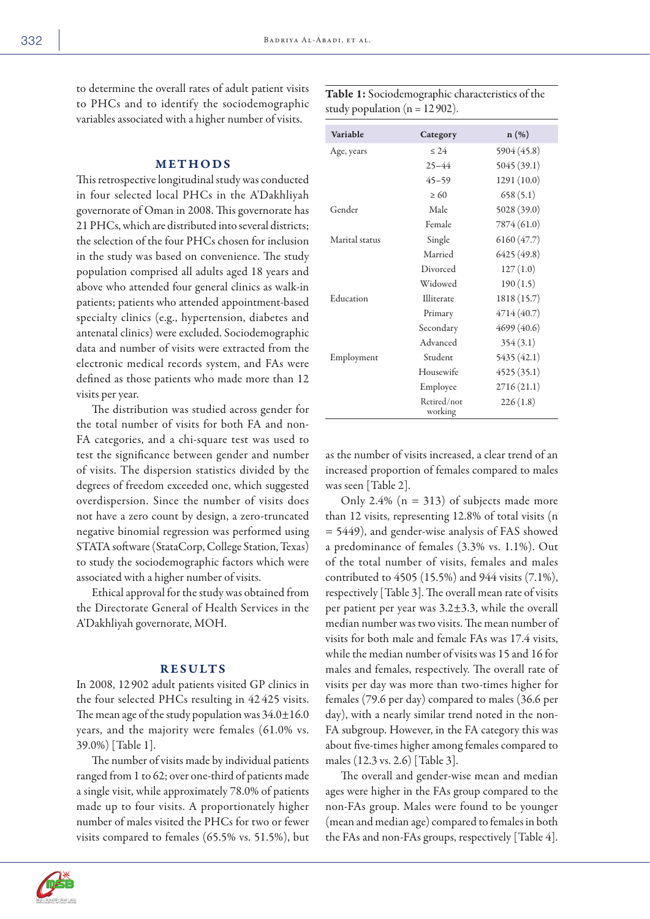to determine the overall rates of adult patient visits to PHCs and to identify the sociodemographic variables associated with a higher number of visits.

## METHODS

This retrospective longitudinal study was conducted in four selected local PHCs in the A'Dakhliyah governorate of Oman in 2008. This governorate has 21 PHCs, which are distributed into several districts; the selection of the four PHCs chosen for inclusion in the study was based on convenience. The study population comprised all adults aged 18 years and above who attended four general clinics as walk-in patients; patients who attended appointment-based specialty clinics (e.g., hypertension, diabetes and antenatal clinics) were excluded. Sociodemographic data and number of visits were extracted from the electronic medical records system, and FAs were defined as those patients who made more than 12 visits per year.

The distribution was studied across gender for the total number of visits for both FA and non-FA categories, and a chi-square test was used to test the significance between gender and number of visits. The dispersion statistics divided by the degrees of freedom exceeded one, which suggested overdispersion. Since the number of visits does not have a zero count by design, a zero-truncated negative binomial regression was performed using STATA software (StataCorp, College Station, Texas) to study the sociodemographic factors which were associated with a higher number of visits.

Ethical approval for the study was obtained from the Directorate General of Health Services in the A'Dakhliyah governorate, MOH.

## RESULTS

In 2008, 12 902 adult patients visited GP clinics in the four selected PHCs resulting in 42 425 visits. The mean age of the study population was 34.0±16.0 years, and the majority were females (61.0% vs. 39.0%) [Table 1].

**Table 1:** Sociodemographic characteristics of the study population (n = 12 902).

| Variable | Category | n (%) |
|---|---|---|
| Age, years | ≤ 24 | 5904 (45.8) |
| | 25–44 | 5045 (39.1) |
| | 45–59 | 1291 (10.0) |
| | ≥ 60 | 658 (5.1) |
| Gender | Male | 5028 (39.0) |
| | Female | 7874 (61.0) |
| Marital status | Single | 6160 (47.7) |
| | Married | 6425 (49.8) |
| | Divorced | 127 (1.0) |
| | Widowed | 190 (1.5) |
| Education | Illiterate | 1818 (15.7) |
| | Primary | 4714 (40.7) |
| | Secondary | 4699 (40.6) |
| | Advanced | 354 (3.1) |
| Employment | Student | 5435 (42.1) |
| | Housewife | 4525 (35.1) |
| | Employee | 2716 (21.1) |
| | Retired/not working | 226 (1.8) |

The number of visits made by individual patients ranged from 1 to 62; over one-third of patients made a single visit, while approximately 78.0% of patients made up to four visits. A proportionately higher number of males visited the PHCs for two or fewer visits compared to females (65.5% vs. 51.5%), but as the number of visits increased, a clear trend of an increased proportion of females compared to males was seen [Table 2].

Only 2.4% (n = 313) of subjects made more than 12 visits, representing 12.8% of total visits (n = 5449), and gender-wise analysis of FAS showed a predominance of females (3.3% vs. 1.1%). Out of the total number of visits, females and males contributed to 4505 (15.5%) and 944 visits (7.1%), respectively [Table 3]. The overall mean rate of visits per patient per year was 3.2±3.3, while the overall median number was two visits. The mean number of visits for both male and female FAs was 17.4 visits, while the median number of visits was 15 and 16 for males and females, respectively. The overall rate of visits per day was more than two-times higher for females (79.6 per day) compared to males (36.6 per day), with a nearly similar trend noted in the non-FA subgroup. However, in the FA category this was about five-times higher among females compared to males (12.3 vs. 2.6) [Table 3].

The overall and gender-wise mean and median ages were higher in the FAs group compared to the non-FAs group. Males were found to be younger (mean and median age) compared to females in both the FAs and non-FAs groups, respectively [Table 4].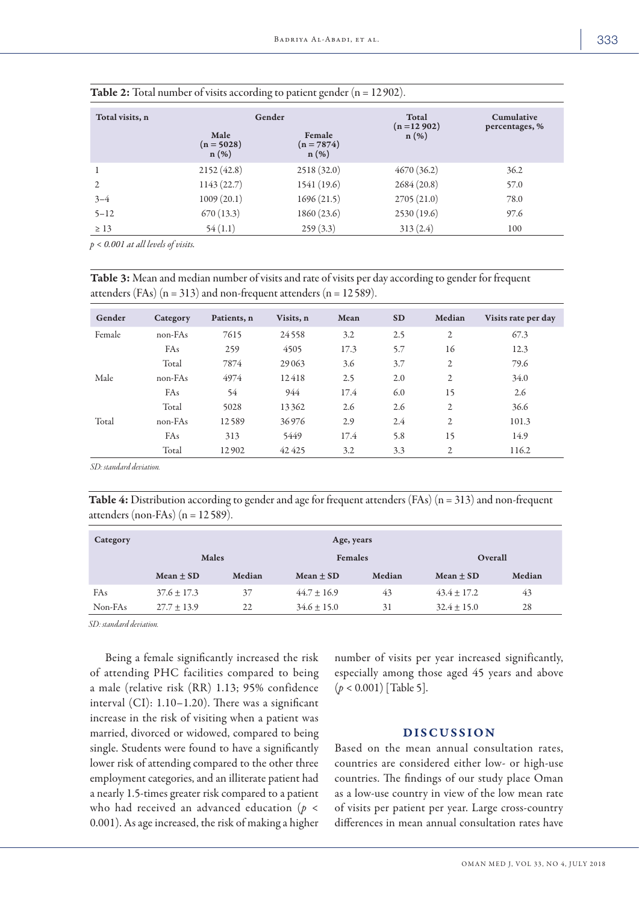**Table 2:** Total number of visits according to patient gender (n = 12902).

| Total visits, n | Gender | | Total (n = 12902) n (%) | Cumulative percentages, % |
|---|---|---|---|---|
| | Male (n = 5028) n (%) | Female (n = 7874) n (%) | | |
| 1 | 2152 (42.8) | 2518 (32.0) | 4670 (36.2) | 36.2 |
| 2 | 1143 (22.7) | 1541 (19.6) | 2684 (20.8) | 57.0 |
| 3–4 | 1009 (20.1) | 1696 (21.5) | 2705 (21.0) | 78.0 |
| 5–12 | 670 (13.3) | 1860 (23.6) | 2530 (19.6) | 97.6 |
| ≥ 13 | 54 (1.1) | 259 (3.3) | 313 (2.4) | 100 |

*$p < 0.001$ at all levels of visits.*

**Table 3:** Mean and median number of visits and rate of visits per day according to gender for frequent attenders (FAs) (n = 313) and non-frequent attenders (n = 12589).

| Gender | Category | Patients, n | Visits, n | Mean | SD | Median | Visits rate per day |
|---|---|---|---|---|---|---|---|
| Female | non-FAs | 7615 | 24558 | 3.2 | 2.5 | 2 | 67.3 |
| | FAs | 259 | 4505 | 17.3 | 5.7 | 16 | 12.3 |
| | Total | 7874 | 29063 | 3.6 | 3.7 | 2 | 79.6 |
| Male | non-FAs | 4974 | 12418 | 2.5 | 2.0 | 2 | 34.0 |
| | FAs | 54 | 944 | 17.4 | 6.0 | 15 | 2.6 |
| | Total | 5028 | 13362 | 2.6 | 2.6 | 2 | 36.6 |
| Total | non-FAs | 12589 | 36976 | 2.9 | 2.4 | 2 | 101.3 |
| | FAs | 313 | 5449 | 17.4 | 5.8 | 15 | 14.9 |
| | Total | 12902 | 42425 | 3.2 | 3.3 | 2 | 116.2 |

*SD: standard deviation.*

**Table 4:** Distribution according to gender and age for frequent attenders (FAs) (n = 313) and non-frequent attenders (non-FAs) (n = 12589).

| Category | Age, years | | | | | |
|---|---|---|---|---|---|---|
| | Males | | Females | | Overall | |
| | Mean ± SD | Median | Mean ± SD | Median | Mean ± SD | Median |
| FAs | 37.6 ± 17.3 | 37 | 44.7 ± 16.9 | 43 | 43.4 ± 17.2 | 43 |
| Non-FAs | 27.7 ± 13.9 | 22 | 34.6 ± 15.0 | 31 | 32.4 ± 15.0 | 28 |

*SD: standard deviation.*

Being a female significantly increased the risk of attending PHC facilities compared to being a male (relative risk (RR) 1.13; 95% confidence interval (CI): 1.10–1.20). There was a significant increase in the risk of visiting when a patient was married, divorced or widowed, compared to being single. Students were found to have a significantly lower risk of attending compared to the other three employment categories, and an illiterate patient had a nearly 1.5-times greater risk compared to a patient who had received an advanced education ($p < 0.001$). As age increased, the risk of making a higher number of visits per year increased significantly, especially among those aged 45 years and above ($p < 0.001$) [Table 5].

## DISCUSSION

Based on the mean annual consultation rates, countries are considered either low- or high-use countries. The findings of our study place Oman as a low-use country in view of the low mean rate of visits per patient per year. Large cross-country differences in mean annual consultation rates have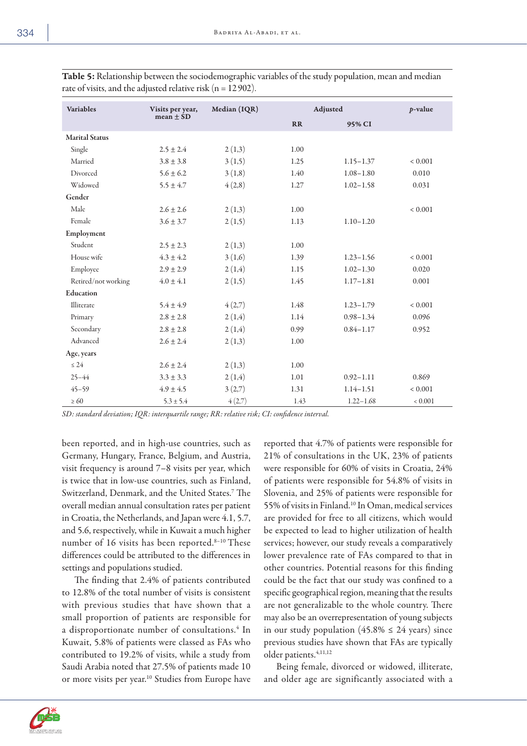**Table 5:** Relationship between the sociodemographic variables of the study population, mean and median rate of visits, and the adjusted relative risk (n = 12 902).

| Variables | Visits per year, mean ± SD | Median (IQR) | Adjusted | | *p*-value |
|---|---|---|---|---|---|
| | | | RR | 95% CI | |
| **Marital Status** | | | | | |
| Single | 2.5 ± 2.4 | 2 (1,3) | 1.00 | | |
| Married | 3.8 ± 3.8 | 3 (1,5) | 1.25 | 1.15–1.37 | < 0.001 |
| Divorced | 5.6 ± 6.2 | 3 (1,8) | 1.40 | 1.08–1.80 | 0.010 |
| Widowed | 5.5 ± 4.7 | 4 (2,8) | 1.27 | 1.02–1.58 | 0.031 |
| **Gender** | | | | | |
| Male | 2.6 ± 2.6 | 2 (1,3) | 1.00 | | < 0.001 |
| Female | 3.6 ± 3.7 | 2 (1,5) | 1.13 | 1.10–1.20 | |
| **Employment** | | | | | |
| Student | 2.5 ± 2.3 | 2 (1,3) | 1.00 | | |
| House wife | 4.3 ± 4.2 | 3 (1,6) | 1.39 | 1.23–1.56 | < 0.001 |
| Employee | 2.9 ± 2.9 | 2 (1,4) | 1.15 | 1.02–1.30 | 0.020 |
| Retired/not working | 4.0 ± 4.1 | 2 (1,5) | 1.45 | 1.17–1.81 | 0.001 |
| **Education** | | | | | |
| Illiterate | 5.4 ± 4.9 | 4 (2,7) | 1.48 | 1.23–1.79 | < 0.001 |
| Primary | 2.8 ± 2.8 | 2 (1,4) | 1.14 | 0.98–1.34 | 0.096 |
| Secondary | 2.8 ± 2.8 | 2 (1,4) | 0.99 | 0.84–1.17 | 0.952 |
| Advanced | 2.6 ± 2.4 | 2 (1,3) | 1.00 | | |
| **Age, years** | | | | | |
| ≤ 24 | 2.6 ± 2.4 | 2 (1,3) | 1.00 | | |
| 25–44 | 3.3 ± 3.3 | 2 (1,4) | 1.01 | 0.92–1.11 | 0.869 |
| 45–59 | 4.9 ± 4.5 | 3 (2,7) | 1.31 | 1.14–1.51 | < 0.001 |
| ≥ 60 | 5.3 ± 5.4 | 4 (2,7) | 1.43 | 1.22–1.68 | < 0.001 |

*SD: standard deviation; IQR: interquartile range; RR: relative risk; CI: confidence interval.*

been reported, and in high-use countries, such as Germany, Hungary, France, Belgium, and Austria, visit frequency is around 7–8 visits per year, which is twice that in low-use countries, such as Finland, Switzerland, Denmark, and the United States.[7] The overall median annual consultation rates per patient in Croatia, the Netherlands, and Japan were 4.1, 5.7, and 5.6, respectively, while in Kuwait a much higher number of 16 visits has been reported.[8–10] These differences could be attributed to the differences in settings and populations studied.

The finding that 2.4% of patients contributed to 12.8% of the total number of visits is consistent with previous studies that have shown that a small proportion of patients are responsible for a disproportionate number of consultations.[4] In Kuwait, 5.8% of patients were classed as FAs who contributed to 19.2% of visits, while a study from Saudi Arabia noted that 27.5% of patients made 10 or more visits per year.[10] Studies from Europe have reported that 4.7% of patients were responsible for 21% of consultations in the UK, 23% of patients were responsible for 60% of visits in Croatia, 24% of patients were responsible for 54.8% of visits in Slovenia, and 25% of patients were responsible for 55% of visits in Finland.[10] In Oman, medical services are provided for free to all citizens, which would be expected to lead to higher utilization of health services; however, our study reveals a comparatively lower prevalence rate of FAs compared to that in other countries. Potential reasons for this finding could be the fact that our study was confined to a specific geographical region, meaning that the results are not generalizable to the whole country. There may also be an overrepresentation of young subjects in our study population (45.8% ≤ 24 years) since previous studies have shown that FAs are typically older patients.[4,11,12]

Being female, divorced or widowed, illiterate, and older age are significantly associated with a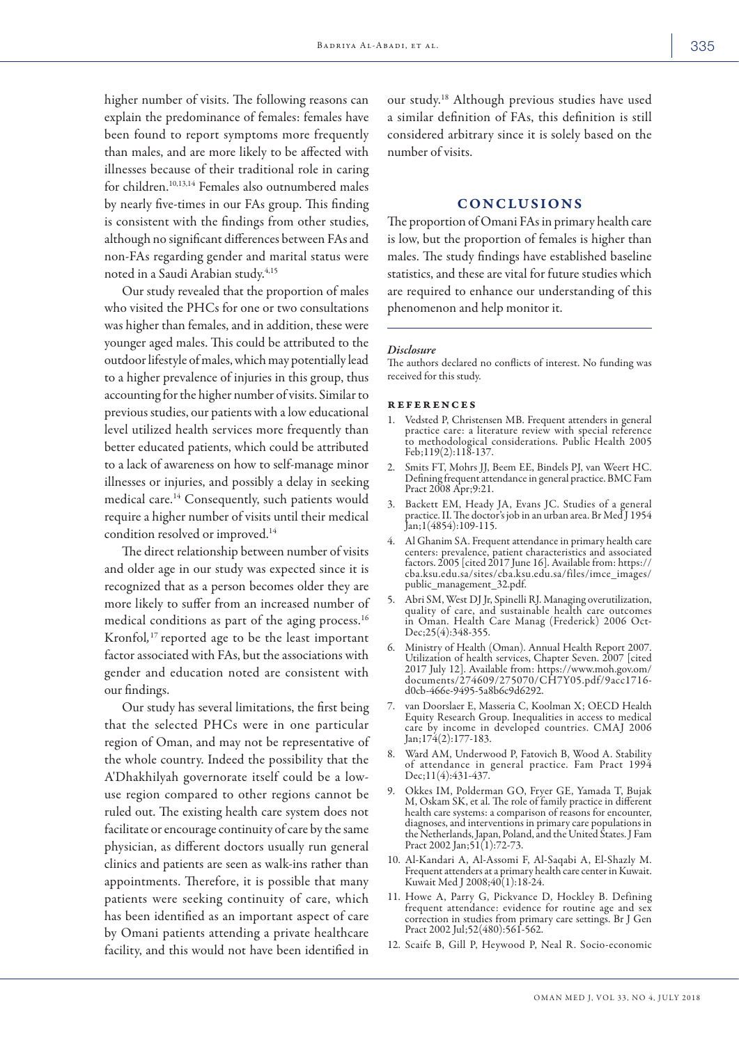higher number of visits. The following reasons can explain the predominance of females: females have been found to report symptoms more frequently than males, and are more likely to be affected with illnesses because of their traditional role in caring for children.[10,13,14] Females also outnumbered males by nearly five-times in our FAs group. This finding is consistent with the findings from other studies, although no significant differences between FAs and non-FAs regarding gender and marital status were noted in a Saudi Arabian study.[4,15]

Our study revealed that the proportion of males who visited the PHCs for one or two consultations was higher than females, and in addition, these were younger aged males. This could be attributed to the outdoor lifestyle of males, which may potentially lead to a higher prevalence of injuries in this group, thus accounting for the higher number of visits. Similar to previous studies, our patients with a low educational level utilized health services more frequently than better educated patients, which could be attributed to a lack of awareness on how to self-manage minor illnesses or injuries, and possibly a delay in seeking medical care.[14] Consequently, such patients would require a higher number of visits until their medical condition resolved or improved.[14]

The direct relationship between number of visits and older age in our study was expected since it is recognized that as a person becomes older they are more likely to suffer from an increased number of medical conditions as part of the aging process.[16] Kronfol,[17] reported age to be the least important factor associated with FAs, but the associations with gender and education noted are consistent with our findings.

Our study has several limitations, the first being that the selected PHCs were in one particular region of Oman, and may not be representative of the whole country. Indeed the possibility that the A'Dhakhilyah governorate itself could be a low-use region compared to other regions cannot be ruled out. The existing health care system does not facilitate or encourage continuity of care by the same physician, as different doctors usually run general clinics and patients are seen as walk-ins rather than appointments. Therefore, it is possible that many patients were seeking continuity of care, which has been identified as an important aspect of care by Omani patients attending a private healthcare facility, and this would not have been identified in our study.[18] Although previous studies have used a similar definition of FAs, this definition is still considered arbitrary since it is solely based on the number of visits.

## CONCLUSIONS

The proportion of Omani FAs in primary health care is low, but the proportion of females is higher than males. The study findings have established baseline statistics, and these are vital for future studies which are required to enhance our understanding of this phenomenon and help monitor it.

### *Disclosure*

The authors declared no conflicts of interest. No funding was received for this study.

## REFERENCES

1. Vedsted P, Christensen MB. Frequent attenders in general practice care: a literature review with special reference to methodological considerations. Public Health 2005 Feb;119(2):118-137.
2. Smits FT, Mohrs JJ, Beem EE, Bindels PJ, van Weert HC. Defining frequent attendance in general practice. BMC Fam Pract 2008 Apr;9:21.
3. Backett EM, Heady JA, Evans JC. Studies of a general practice. II. The doctor's job in an urban area. Br Med J 1954 Jan;1(4854):109-115.
4. Al Ghanim SA. Frequent attendance in primary health care centers: prevalence, patient characteristics and associated factors. 2005 [cited 2017 June 16]. Available from: https://cba.ksu.edu.sa/sites/cba.ksu.edu.sa/files/imce_images/public_management_32.pdf.
5. Abri SM, West DJ Jr, Spinelli RJ. Managing overutilization, quality of care, and sustainable health care outcomes in Oman. Health Care Manag (Frederick) 2006 Oct-Dec;25(4):348-355.
6. Ministry of Health (Oman). Annual Health Report 2007. Utilization of health services, Chapter Seven. 2007 [cited 2017 July 12]. Available from: https://www.moh.gov.om/documents/274609/275070/CH7Y05.pdf/9acc1716-d0cb-466e-9495-5a8b6c9d6292.
7. van Doorslaer E, Masseria C, Koolman X; OECD Health Equity Research Group. Inequalities in access to medical care by income in developed countries. CMAJ 2006 Jan;174(2):177-183.
8. Ward AM, Underwood P, Fatovich B, Wood A. Stability of attendance in general practice. Fam Pract 1994 Dec;11(4):431-437.
9. Okkes IM, Polderman GO, Fryer GE, Yamada T, Bujak M, Oskam SK, et al. The role of family practice in different health care systems: a comparison of reasons for encounter, diagnoses, and interventions in primary care populations in the Netherlands, Japan, Poland, and the United States. J Fam Pract 2002 Jan;51(1):72-73.
10. Al-Kandari A, Al-Assomi F, Al-Saqabi A, El-Shazly M. Frequent attenders at a primary health care center in Kuwait. Kuwait Med J 2008;40(1):18-24.
11. Howe A, Parry G, Pickvance D, Hockley B. Defining frequent attendance: evidence for routine age and sex correction in studies from primary care settings. Br J Gen Pract 2002 Jul;52(480):561-562.
12. Scaife B, Gill P, Heywood P, Neal R. Socio-economic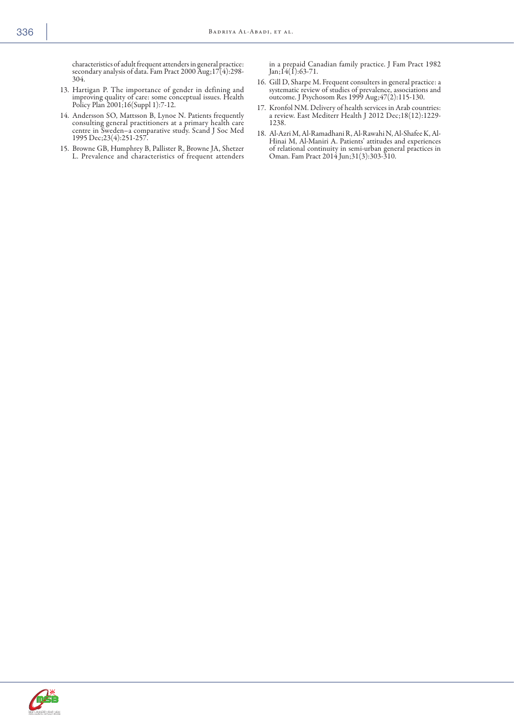characteristics of adult frequent attenders in general practice: secondary analysis of data. Fam Pract 2000 Aug;17(4):298-304.

13. Hartigan P. The importance of gender in defining and improving quality of care: some conceptual issues. Health Policy Plan 2001;16(Suppl 1):7-12.
14. Andersson SO, Mattsson B, Lynoe N. Patients frequently consulting general practitioners at a primary health care centre in Sweden–a comparative study. Scand J Soc Med 1995 Dec;23(4):251-257.
15. Browne GB, Humphrey B, Pallister R, Browne JA, Shetzer L. Prevalence and characteristics of frequent attenders in a prepaid Canadian family practice. J Fam Pract 1982 Jan;14(1):63-71.
16. Gill D, Sharpe M. Frequent consulters in general practice: a systematic review of studies of prevalence, associations and outcome. J Psychosom Res 1999 Aug;47(2):115-130.
17. Kronfol NM. Delivery of health services in Arab countries: a review. East Mediterr Health J 2012 Dec;18(12):1229-1238.
18. Al-Azri M, Al-Ramadhani R, Al-Rawahi N, Al-Shafee K, Al-Hinai M, Al-Maniri A. Patients' attitudes and experiences of relational continuity in semi-urban general practices in Oman. Fam Pract 2014 Jun;31(3):303-310.